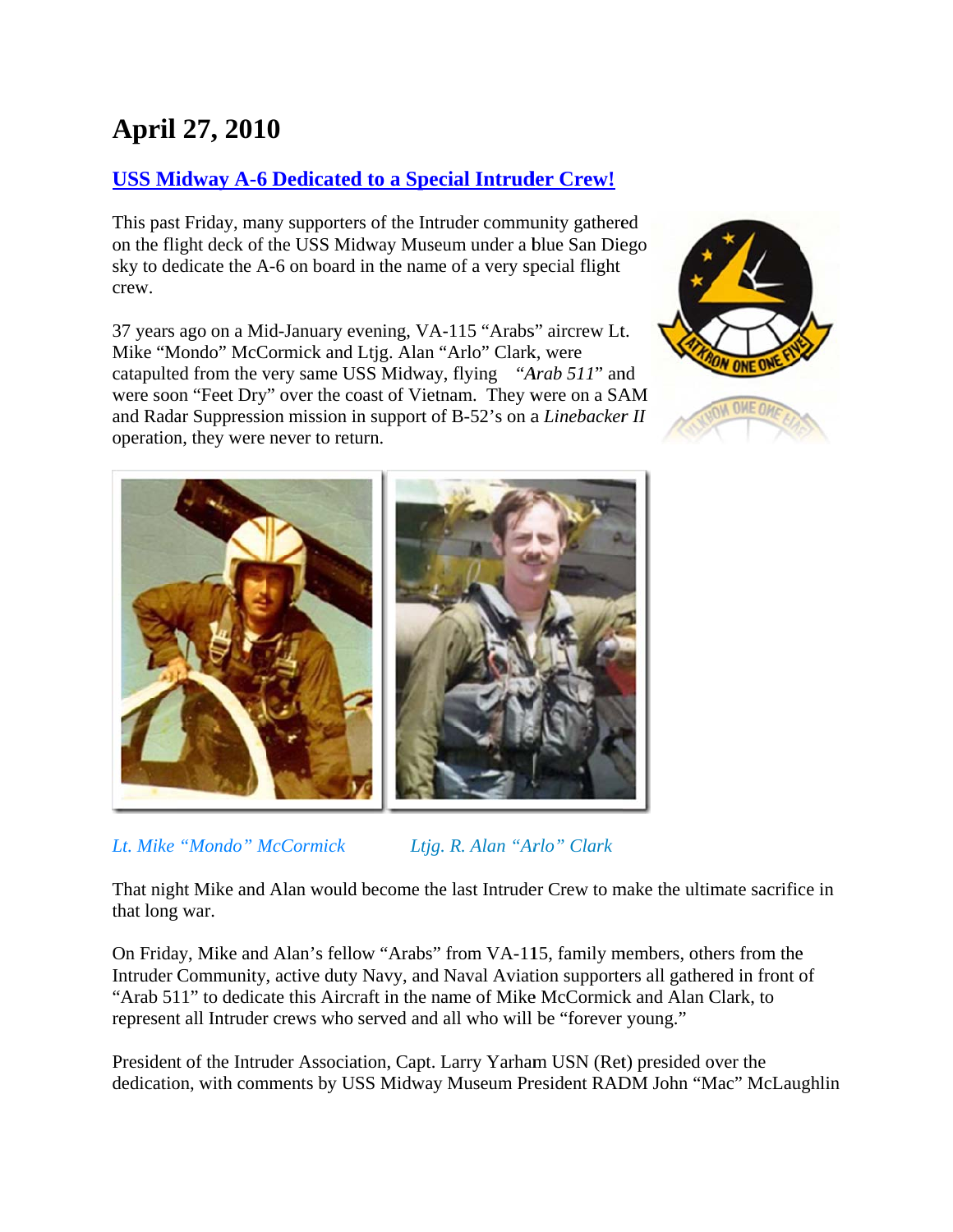# April 27, 2010

## USS Midway A-6 Dedicated to a Special Intruder Crew!

This past Friday, many supporters of the Intruder community gathered on the flight deck of the USS Midway Museum under a blue San Diego sky to dedicate the A-6 on board in the name of a very special flight crew.

37 years ago on a Mid-January evening, VA-115 "Arabs" aircrew Lt. Mike "Mondo" McCormick and Ltjg. Alan "Arlo" Clark, were catapulted from the very same USS Midway, flying "*Arab 511*" and were soon "Feet Dry" over the coast of Vietnam. They were on a SAM and Radar Suppression mission in support of B-52's on a *Linebacker II* operation, they were never to return.

*Lt. Mike "Mondo" McCormick* *Ltjg. R. Alan "Arlo" Clark*

That night Mike and Alan would become the last Intruder Crew to make the ultimate sacrifice in that long war.

On Friday, Mike and Alan's fellow "Arabs" from VA-115, family members, others from the Intruder Community, active duty Navy, and Naval Aviation supporters all gathered in front of "Arab 511" to dedicate this Aircraft in the name of Mike McCormick and Alan Clark, to represent all Intruder crews who served and all who will be "forever young."

President of the Intruder Association, Capt. Larry Yarham USN (Ret) presided over the dedication, with comments by USS Midway Museum President RADM John "Mac" McLaughlin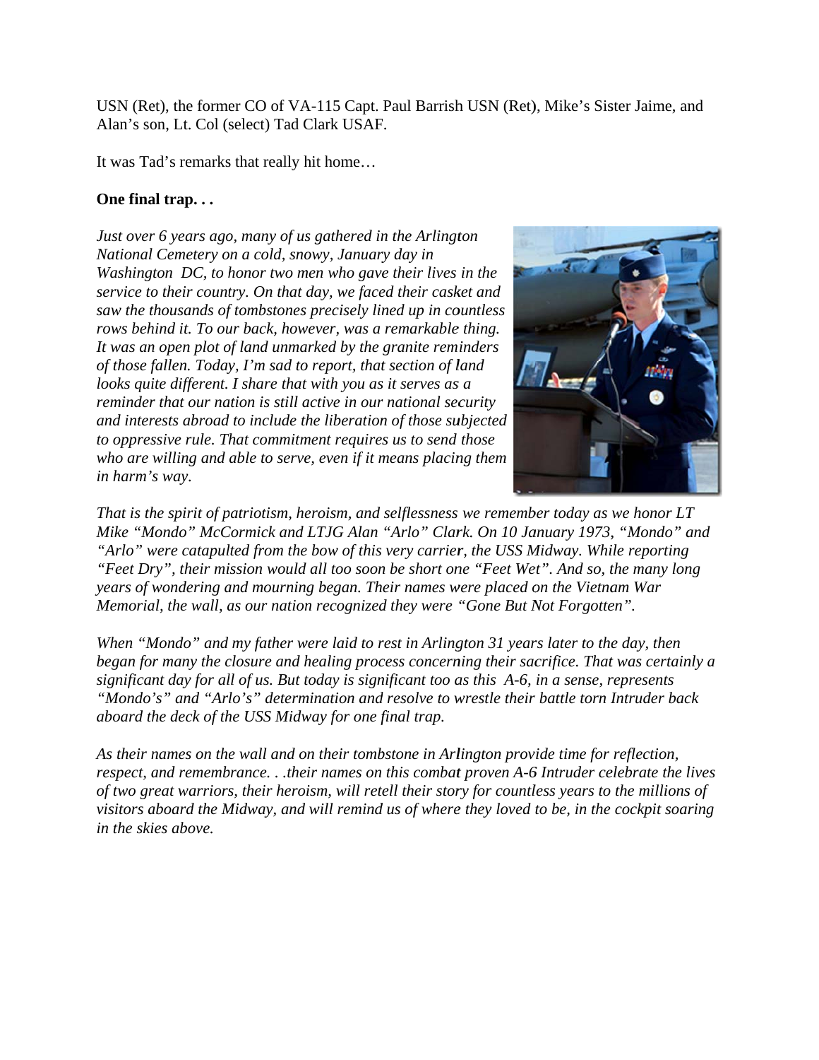USN (Ret), the former CO of VA-115 Capt. Paul Barrish USN (Ret), Mike's Sister Jaime, and Alan's son, Lt. Col (select) Tad Clark USAF.

It was Tad's remarks that really hit home…

**One final trap. . .**

*Just over 6 years ago, many of us gathered in the Arlington National Cemetery on a cold, snowy, January day in Washington DC, to honor two men who gave their lives in the service to their country. On that day, we faced their casket and saw the thousands of tombstones precisely lined up in countless rows behind it. To our back, however, was a remarkable thing. It was an open plot of land unmarked by the granite reminders of those fallen. Today, I'm sad to report, that section of land looks quite different. I share that with you as it serves as a reminder that our nation is still active in our national security and interests abroad to include the liberation of those subjected to oppressive rule. That commitment requires us to send those who are willing and able to serve, even if it means placing them in harm's way.*

*That is the spirit of patriotism, heroism, and selflessness we remember today as we honor LT Mike "Mondo" McCormick and LTJG Alan "Arlo" Clark. On 10 January 1973, "Mondo" and "Arlo" were catapulted from the bow of this very carrier, the USS Midway. While reporting "Feet Dry", their mission would all too soon be short one "Feet Wet". And so, the many long years of wondering and mourning began. Their names were placed on the Vietnam War Memorial, the wall, as our nation recognized they were "Gone But Not Forgotten".*

*When "Mondo" and my father were laid to rest in Arlington 31 years later to the day, then began for many the closure and healing process concerning their sacrifice. That was certainly a significant day for all of us. But today is significant too as this A-6, in a sense, represents "Mondo's" and "Arlo's" determination and resolve to wrestle their battle torn Intruder back aboard the deck of the USS Midway for one final trap.*

*As their names on the wall and on their tombstone in Arlington provide time for reflection, respect, and remembrance. . .their names on this combat proven A-6 Intruder celebrate the lives of two great warriors, their heroism, will retell their story for countless years to the millions of visitors aboard the Midway, and will remind us of where they loved to be, in the cockpit soaring in the skies above.*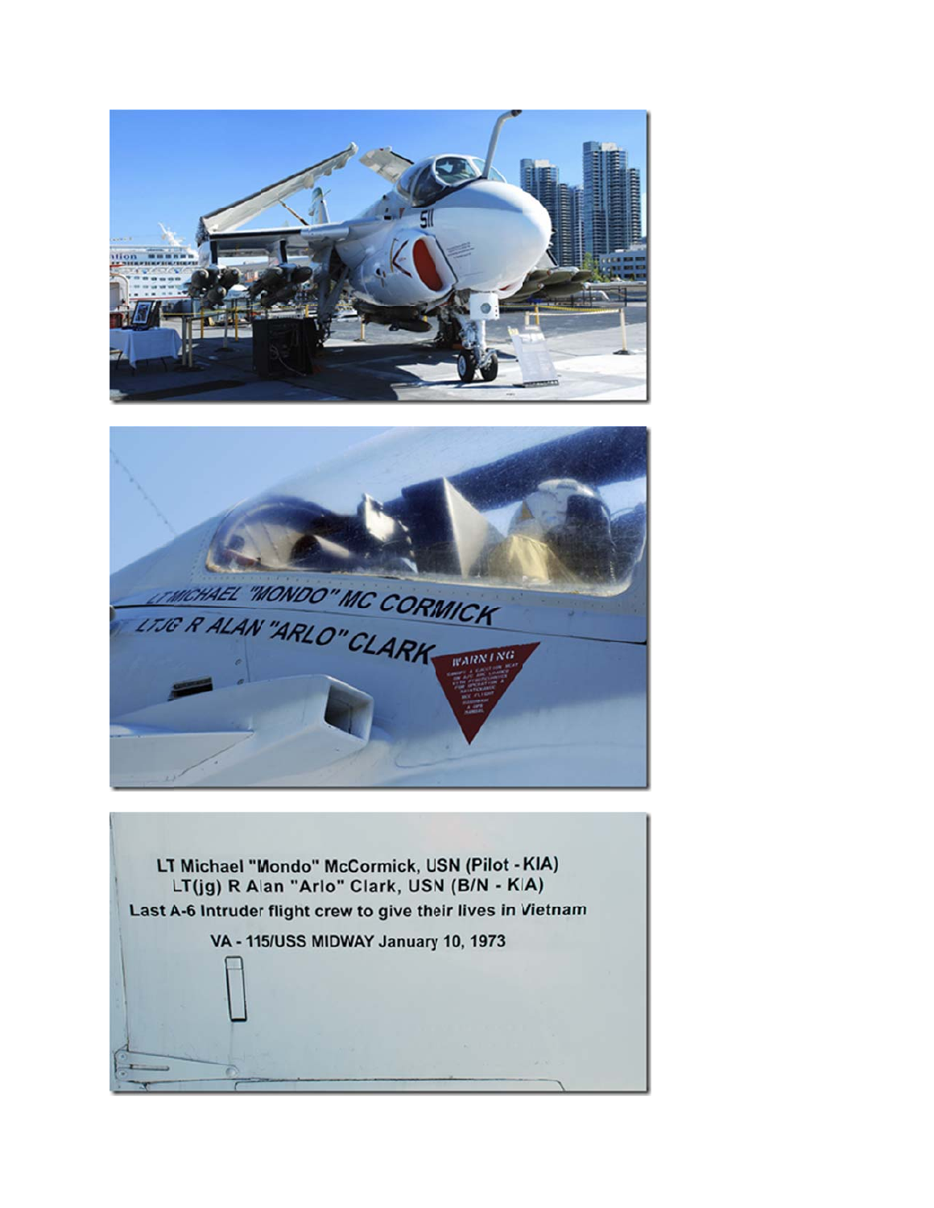LT MICHAEL "MONDO" MC CORMICK

LTJG R ALAN "ARLO" CLARK

LT Michael "Mondo" McCormick, USN (Pilot - KIA)

LT(jg) R Alan "Arlo" Clark, USN (B/N - KIA)

Last A-6 Intruder flight crew to give their lives in Vietnam

VA - 115/USS MIDWAY January 10, 1973